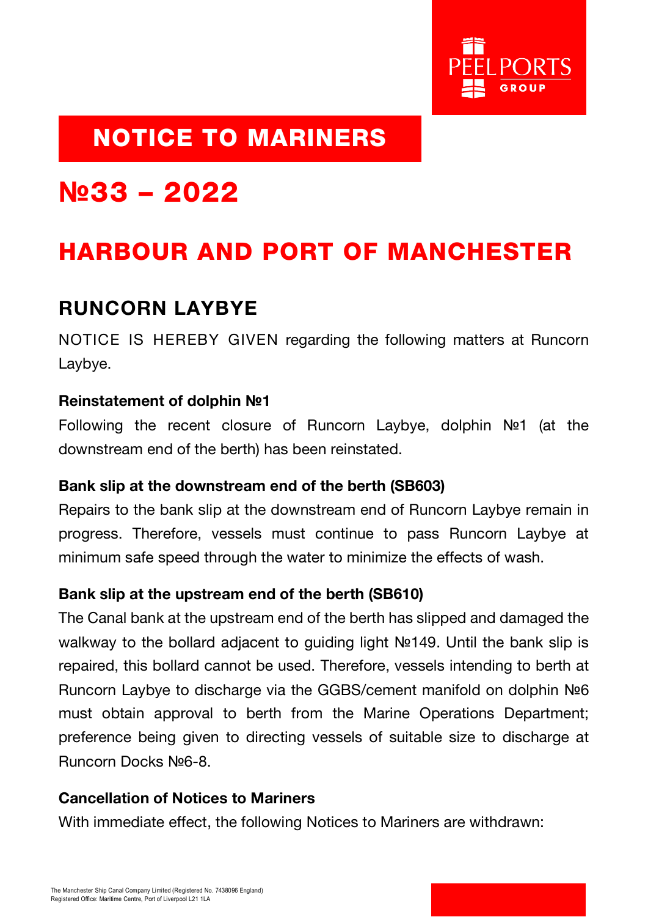# NOTICE TO MARINERS

# №33 – 2022

## HARBOUR AND PORT OF MANCHESTER

### RUNCORN LAYBYE

NOTICE IS HEREBY GIVEN regarding the following matters at Runcorn Laybye.

**Reinstatement of dolphin №1**

Following the recent closure of Runcorn Laybye, dolphin №1 (at the downstream end of the berth) has been reinstated.

**Bank slip at the downstream end of the berth (SB603)**

Repairs to the bank slip at the downstream end of Runcorn Laybye remain in progress. Therefore, vessels must continue to pass Runcorn Laybye at minimum safe speed through the water to minimize the effects of wash.

**Bank slip at the upstream end of the berth (SB610)**

The Canal bank at the upstream end of the berth has slipped and damaged the walkway to the bollard adjacent to guiding light №149. Until the bank slip is repaired, this bollard cannot be used. Therefore, vessels intending to berth at Runcorn Laybye to discharge via the GGBS/cement manifold on dolphin №6 must obtain approval to berth from the Marine Operations Department; preference being given to directing vessels of suitable size to discharge at Runcorn Docks №6-8.

**Cancellation of Notices to Mariners**

With immediate effect, the following Notices to Mariners are withdrawn:

The Manchester Ship Canal Company Limited (Registered No. 7438096 England)
Registered Office: Maritime Centre, Port of Liverpool L21 1LA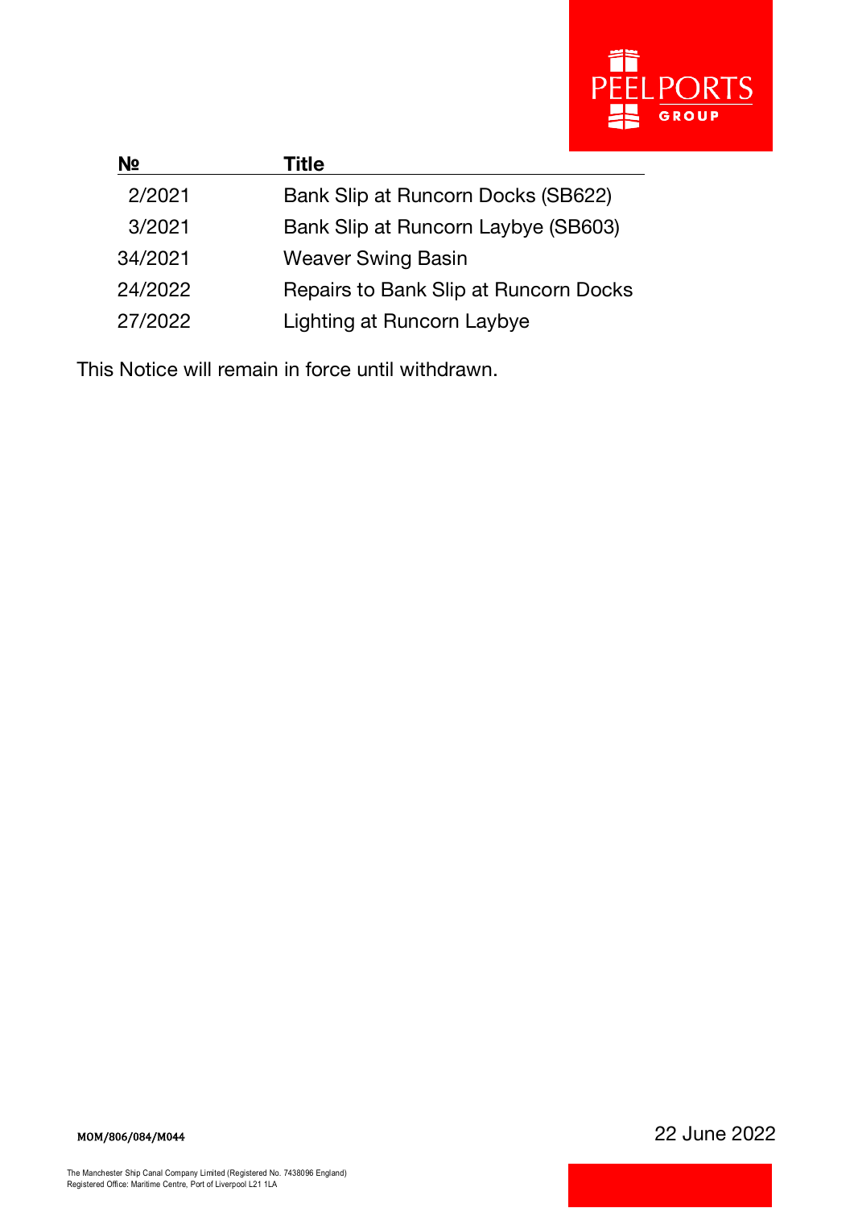| № | Title |
|---|---|
| 2/2021 | Bank Slip at Runcorn Docks (SB622) |
| 3/2021 | Bank Slip at Runcorn Laybye (SB603) |
| 34/2021 | Weaver Swing Basin |
| 24/2022 | Repairs to Bank Slip at Runcorn Docks |
| 27/2022 | Lighting at Runcorn Laybye |

This Notice will remain in force until withdrawn.

MOM/806/084/M044

22 June 2022